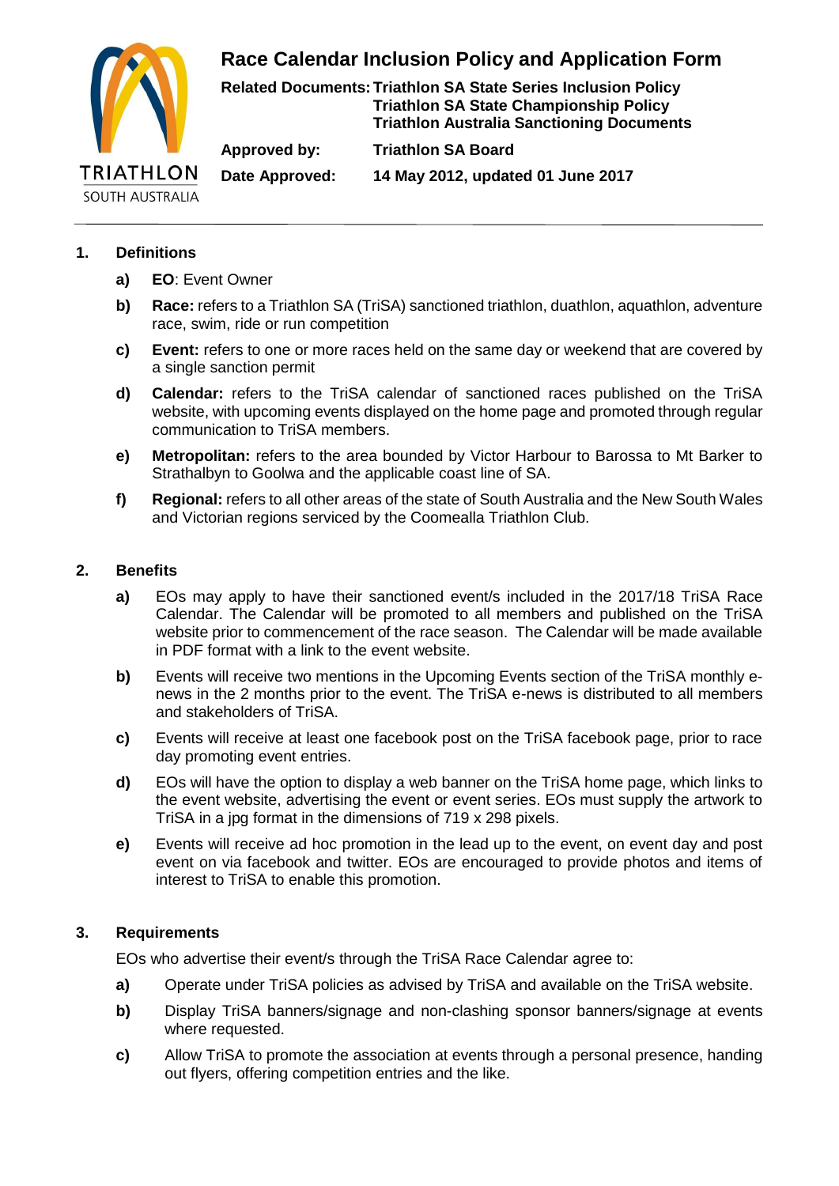TRIATHLON
SOUTH AUSTRALIA

# Race Calendar Inclusion Policy and Application Form

| | |
|---|---|
| **Related Documents:** | **Triathlon SA State Series Inclusion Policy** |
| | **Triathlon SA State Championship Policy** |
| | **Triathlon Australia Sanctioning Documents** |
| **Approved by:** | **Triathlon SA Board** |
| **Date Approved:** | **14 May 2012, updated 01 June 2017** |

## 1. Definitions

- **a)** **EO**: Event Owner
- **b)** **Race:** refers to a Triathlon SA (TriSA) sanctioned triathlon, duathlon, aquathlon, adventure race, swim, ride or run competition
- **c)** **Event:** refers to one or more races held on the same day or weekend that are covered by a single sanction permit
- **d)** **Calendar:** refers to the TriSA calendar of sanctioned races published on the TriSA website, with upcoming events displayed on the home page and promoted through regular communication to TriSA members.
- **e)** **Metropolitan:** refers to the area bounded by Victor Harbour to Barossa to Mt Barker to Strathalbyn to Goolwa and the applicable coast line of SA.
- **f)** **Regional:** refers to all other areas of the state of South Australia and the New South Wales and Victorian regions serviced by the Coomealla Triathlon Club.

## 2. Benefits

- **a)** EOs may apply to have their sanctioned event/s included in the 2017/18 TriSA Race Calendar. The Calendar will be promoted to all members and published on the TriSA website prior to commencement of the race season. The Calendar will be made available in PDF format with a link to the event website.
- **b)** Events will receive two mentions in the Upcoming Events section of the TriSA monthly e-news in the 2 months prior to the event. The TriSA e-news is distributed to all members and stakeholders of TriSA.
- **c)** Events will receive at least one facebook post on the TriSA facebook page, prior to race day promoting event entries.
- **d)** EOs will have the option to display a web banner on the TriSA home page, which links to the event website, advertising the event or event series. EOs must supply the artwork to TriSA in a jpg format in the dimensions of 719 x 298 pixels.
- **e)** Events will receive ad hoc promotion in the lead up to the event, on event day and post event on via facebook and twitter. EOs are encouraged to provide photos and items of interest to TriSA to enable this promotion.

## 3. Requirements

EOs who advertise their event/s through the TriSA Race Calendar agree to:

- **a)** Operate under TriSA policies as advised by TriSA and available on the TriSA website.
- **b)** Display TriSA banners/signage and non-clashing sponsor banners/signage at events where requested.
- **c)** Allow TriSA to promote the association at events through a personal presence, handing out flyers, offering competition entries and the like.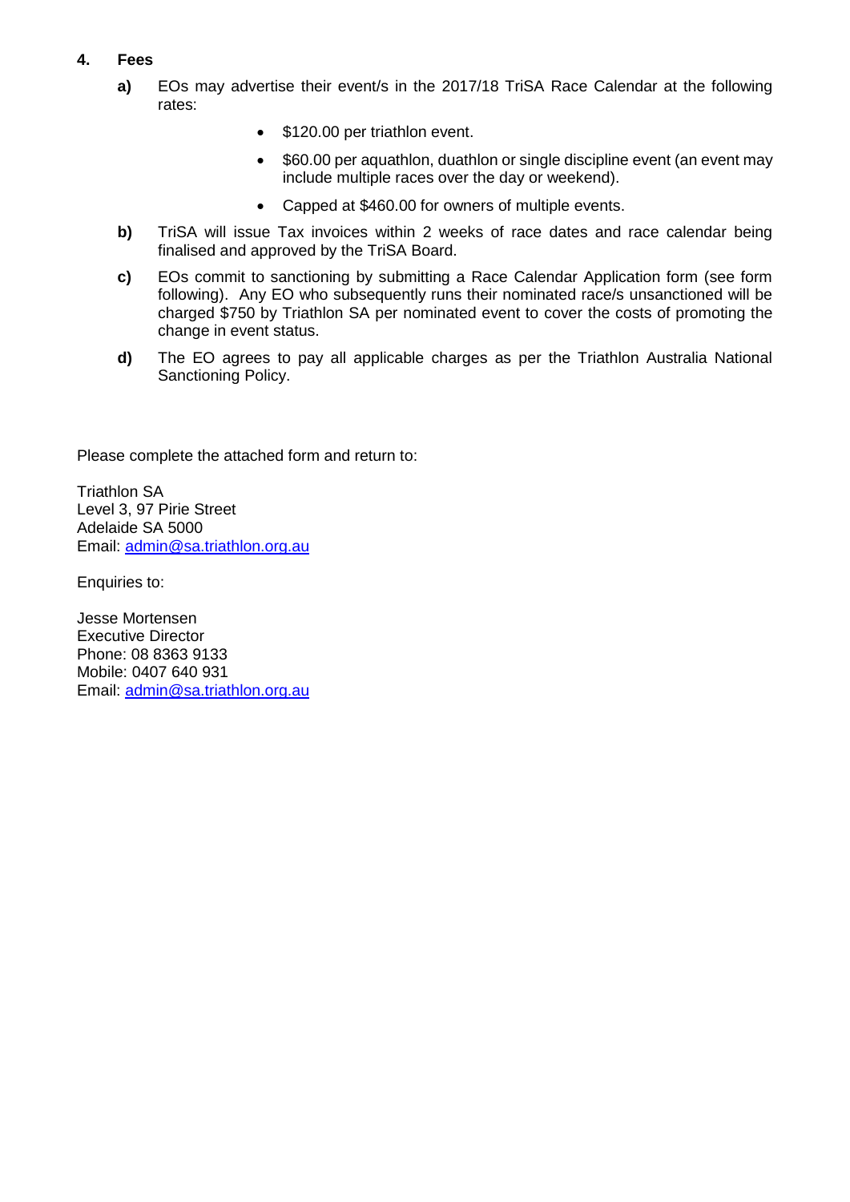## 4. Fees

**a)** EOs may advertise their event/s in the 2017/18 TriSA Race Calendar at the following rates:

- $120.00 per triathlon event.
- $60.00 per aquathlon, duathlon or single discipline event (an event may include multiple races over the day or weekend).
- Capped at $460.00 for owners of multiple events.

**b)** TriSA will issue Tax invoices within 2 weeks of race dates and race calendar being finalised and approved by the TriSA Board.

**c)** EOs commit to sanctioning by submitting a Race Calendar Application form (see form following). Any EO who subsequently runs their nominated race/s unsanctioned will be charged $750 by Triathlon SA per nominated event to cover the costs of promoting the change in event status.

**d)** The EO agrees to pay all applicable charges as per the Triathlon Australia National Sanctioning Policy.

Please complete the attached form and return to:

Triathlon SA
Level 3, 97 Pirie Street
Adelaide SA 5000
Email: admin@sa.triathlon.org.au

Enquiries to:

Jesse Mortensen
Executive Director
Phone: 08 8363 9133
Mobile: 0407 640 931
Email: admin@sa.triathlon.org.au